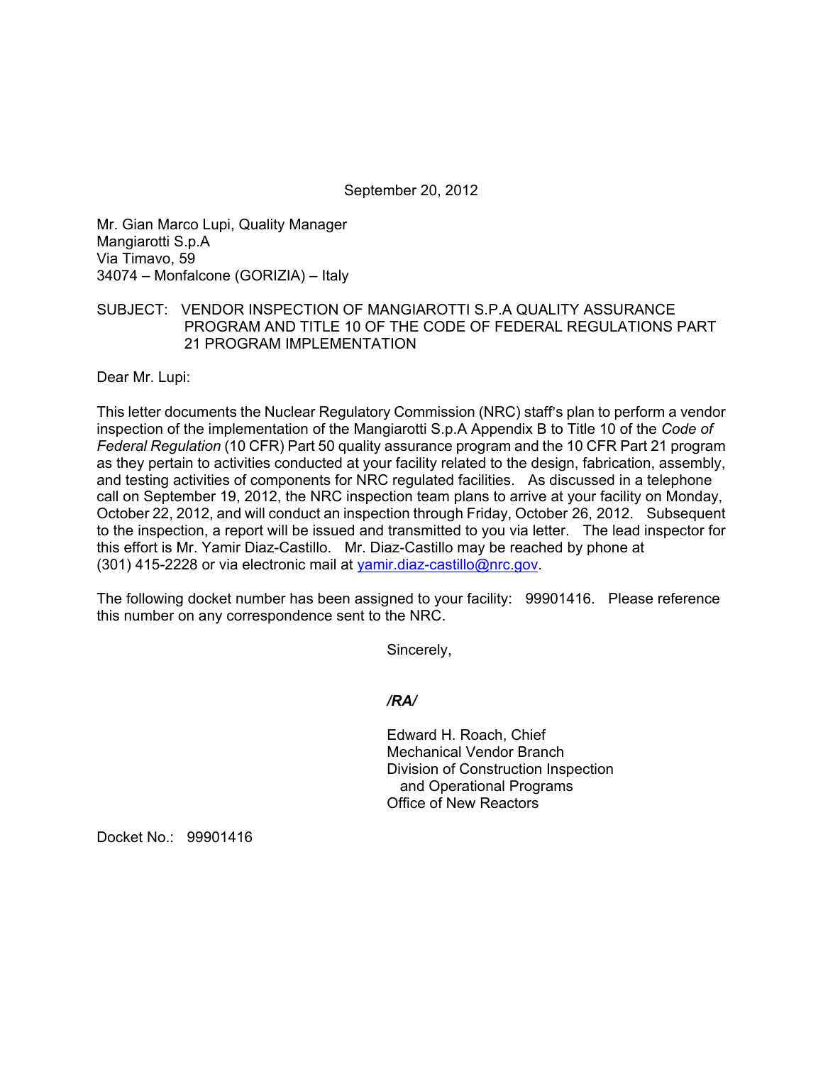September 20, 2012

Mr. Gian Marco Lupi, Quality Manager
Mangiarotti S.p.A
Via Timavo, 59
34074 – Monfalcone (GORIZIA) – Italy

SUBJECT: VENDOR INSPECTION OF MANGIAROTTI S.P.A QUALITY ASSURANCE PROGRAM AND TITLE 10 OF THE CODE OF FEDERAL REGULATIONS PART 21 PROGRAM IMPLEMENTATION

Dear Mr. Lupi:

This letter documents the Nuclear Regulatory Commission (NRC) staff's plan to perform a vendor inspection of the implementation of the Mangiarotti S.p.A Appendix B to Title 10 of the *Code of Federal Regulation* (10 CFR) Part 50 quality assurance program and the 10 CFR Part 21 program as they pertain to activities conducted at your facility related to the design, fabrication, assembly, and testing activities of components for NRC regulated facilities. As discussed in a telephone call on September 19, 2012, the NRC inspection team plans to arrive at your facility on Monday, October 22, 2012, and will conduct an inspection through Friday, October 26, 2012. Subsequent to the inspection, a report will be issued and transmitted to you via letter. The lead inspector for this effort is Mr. Yamir Diaz-Castillo. Mr. Diaz-Castillo may be reached by phone at (301) 415-2228 or via electronic mail at yamir.diaz-castillo@nrc.gov.

The following docket number has been assigned to your facility: 99901416. Please reference this number on any correspondence sent to the NRC.

Sincerely,

*/RA/*

Edward H. Roach, Chief
Mechanical Vendor Branch
Division of Construction Inspection
and Operational Programs
Office of New Reactors

Docket No.: 99901416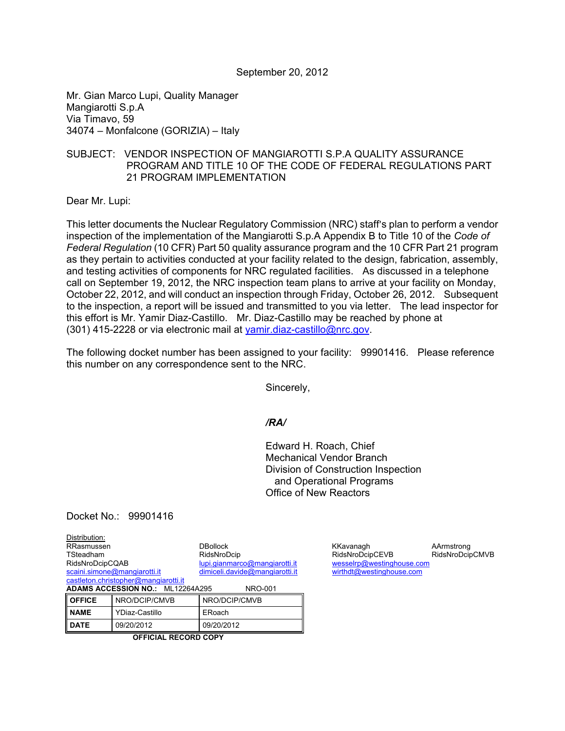September 20, 2012

Mr. Gian Marco Lupi, Quality Manager
Mangiarotti S.p.A
Via Timavo, 59
34074 – Monfalcone (GORIZIA) – Italy

SUBJECT: VENDOR INSPECTION OF MANGIAROTTI S.P.A QUALITY ASSURANCE PROGRAM AND TITLE 10 OF THE CODE OF FEDERAL REGULATIONS PART 21 PROGRAM IMPLEMENTATION

Dear Mr. Lupi:

This letter documents the Nuclear Regulatory Commission (NRC) staff's plan to perform a vendor inspection of the implementation of the Mangiarotti S.p.A Appendix B to Title 10 of the *Code of Federal Regulation* (10 CFR) Part 50 quality assurance program and the 10 CFR Part 21 program as they pertain to activities conducted at your facility related to the design, fabrication, assembly, and testing activities of components for NRC regulated facilities. As discussed in a telephone call on September 19, 2012, the NRC inspection team plans to arrive at your facility on Monday, October 22, 2012, and will conduct an inspection through Friday, October 26, 2012. Subsequent to the inspection, a report will be issued and transmitted to you via letter. The lead inspector for this effort is Mr. Yamir Diaz-Castillo. Mr. Diaz-Castillo may be reached by phone at (301) 415-2228 or via electronic mail at yamir.diaz-castillo@nrc.gov.

The following docket number has been assigned to your facility: 99901416. Please reference this number on any correspondence sent to the NRC.

Sincerely,

*/RA/*

Edward H. Roach, Chief
Mechanical Vendor Branch
Division of Construction Inspection
and Operational Programs
Office of New Reactors

Docket No.: 99901416

Distribution:

| | | | |
|---|---|---|---|
| RRasmussen | DBollock | KKavanagh | AArmstrong |
| TSteadham | RidsNroDcip | RidsNroDcipCEVB | RidsNroDcipCMVB |
| RidsNroDcipCQAB | lupi.gianmarco@mangiarotti.it | wesselrp@westinghouse.com | |
| scaini.simone@mangiarotti.it | dimiceli.davide@mangiarotti.it | wirthdt@westinghouse.com | |
| castleton.christopher@mangiarotti.it | | | |

**ADAMS ACCESSION NO.:** ML12264A295 NRO-001

| | | |
|---|---|---|
| **OFFICE** | NRO/DCIP/CMVB | NRO/DCIP/CMVB |
| **NAME** | YDiaz-Castillo | ERoach |
| **DATE** | 09/20/2012 | 09/20/2012 |

**OFFICIAL RECORD COPY**